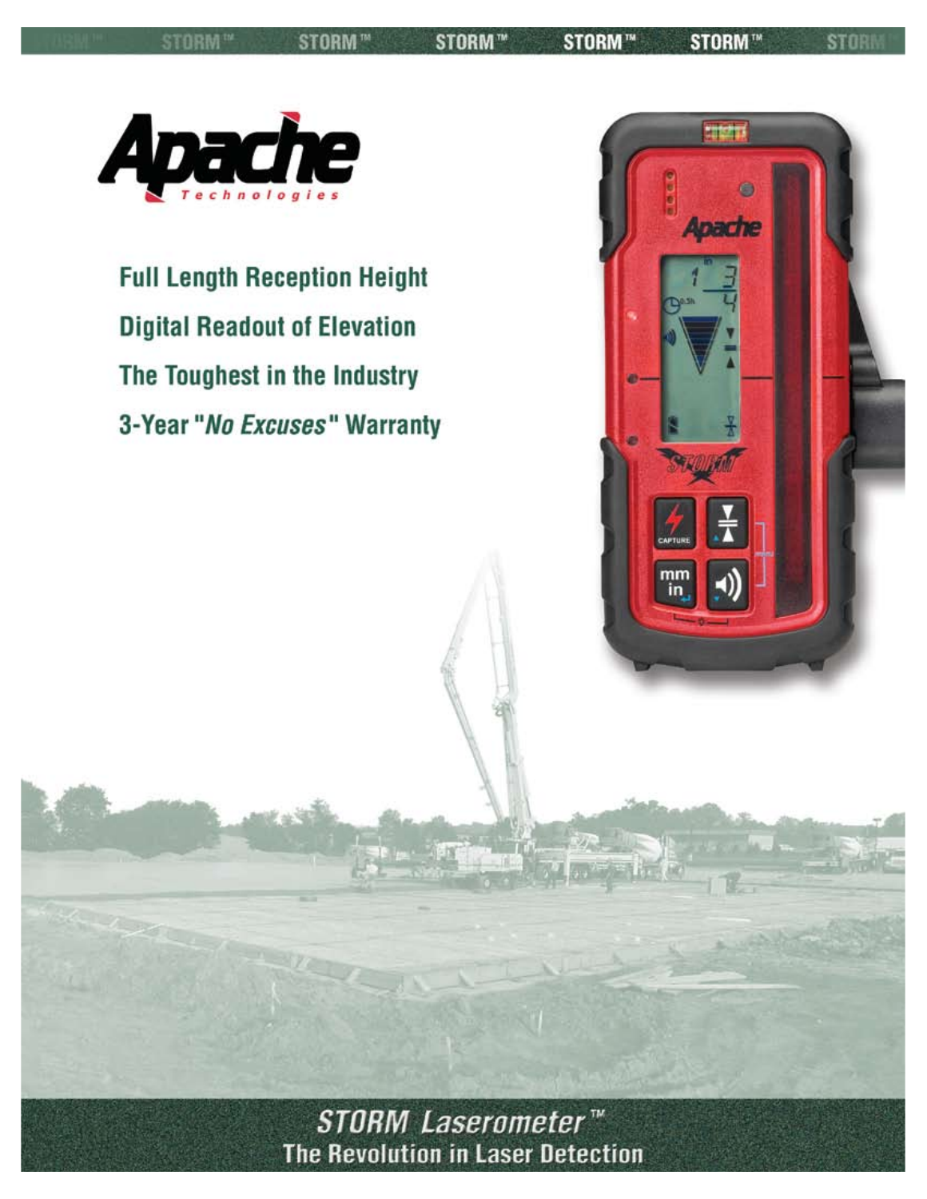# Apache Technologies

**Full Length Reception Height**

**Digital Readout of Elevation**

**The Toughest in the Industry**

**3-Year "*No Excuses*" Warranty**

## *STORM Laserometer™*

## The Revolution in Laser Detection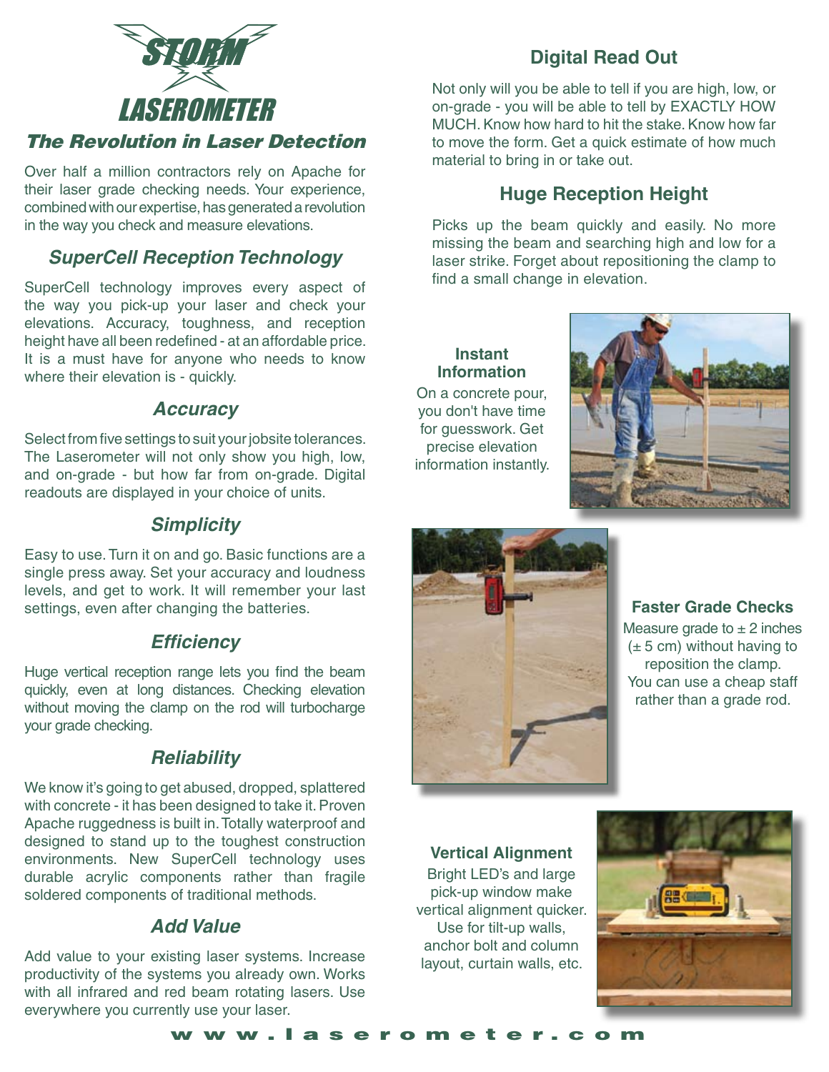# STORM LASEROMETER

## *The Revolution in Laser Detection*

Over half a million contractors rely on Apache for their laser grade checking needs. Your experience, combined with our expertise, has generated a revolution in the way you check and measure elevations.

### *SuperCell Reception Technology*

SuperCell technology improves every aspect of the way you pick-up your laser and check your elevations. Accuracy, toughness, and reception height have all been redefined - at an affordable price. It is a must have for anyone who needs to know where their elevation is - quickly.

### *Accuracy*

Select from five settings to suit your jobsite tolerances. The Laserometer will not only show you high, low, and on-grade - but how far from on-grade. Digital readouts are displayed in your choice of units.

### *Simplicity*

Easy to use. Turn it on and go. Basic functions are a single press away. Set your accuracy and loudness levels, and get to work. It will remember your last settings, even after changing the batteries.

### *Efficiency*

Huge vertical reception range lets you find the beam quickly, even at long distances. Checking elevation without moving the clamp on the rod will turbocharge your grade checking.

### *Reliability*

We know it's going to get abused, dropped, splattered with concrete - it has been designed to take it. Proven Apache ruggedness is built in. Totally waterproof and designed to stand up to the toughest construction environments. New SuperCell technology uses durable acrylic components rather than fragile soldered components of traditional methods.

### *Add Value*

Add value to your existing laser systems. Increase productivity of the systems you already own. Works with all infrared and red beam rotating lasers. Use everywhere you currently use your laser.

### Digital Read Out

Not only will you be able to tell if you are high, low, or on-grade - you will be able to tell by EXACTLY HOW MUCH. Know how hard to hit the stake. Know how far to move the form. Get a quick estimate of how much material to bring in or take out.

### Huge Reception Height

Picks up the beam quickly and easily. No more missing the beam and searching high and low for a laser strike. Forget about repositioning the clamp to find a small change in elevation.

**Instant Information**

On a concrete pour, you don't have time for guesswork. Get precise elevation information instantly.

**Faster Grade Checks**

Measure grade to ± 2 inches (± 5 cm) without having to reposition the clamp. You can use a cheap staff rather than a grade rod.

**Vertical Alignment**

Bright LED's and large pick-up window make vertical alignment quicker. Use for tilt-up walls, anchor bolt and column layout, curtain walls, etc.

www.laserometer.com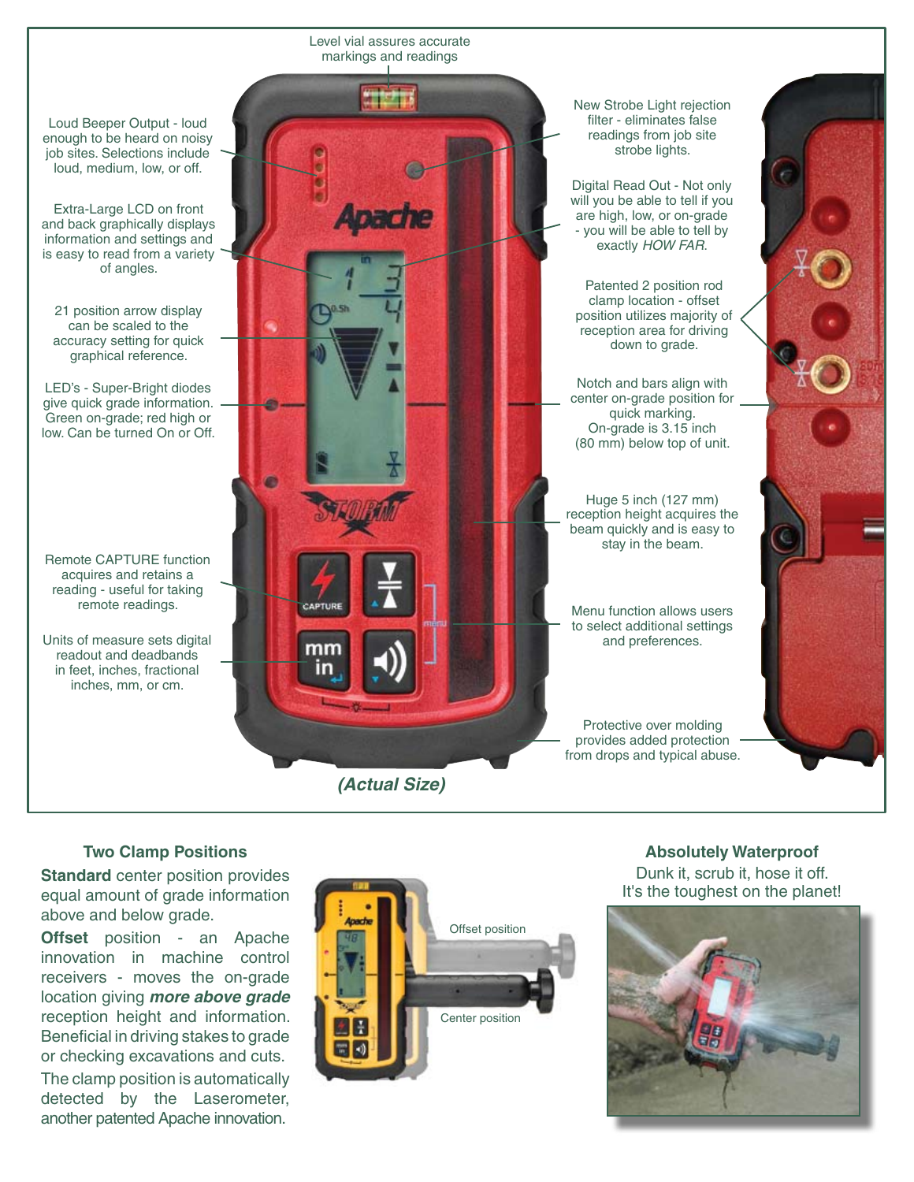Level vial assures accurate markings and readings

Loud Beeper Output - loud enough to be heard on noisy job sites. Selections include loud, medium, low, or off.

Extra-Large LCD on front and back graphically displays information and settings and is easy to read from a variety of angles.

21 position arrow display can be scaled to the accuracy setting for quick graphical reference.

LED's - Super-Bright diodes give quick grade information. Green on-grade; red high or low. Can be turned On or Off.

Remote CAPTURE function acquires and retains a reading - useful for taking remote readings.

Units of measure sets digital readout and deadbands in feet, inches, fractional inches, mm, or cm.

New Strobe Light rejection filter - eliminates false readings from job site strobe lights.

Digital Read Out - Not only will you be able to tell if you are high, low, or on-grade - you will be able to tell by exactly *HOW FAR.*

Patented 2 position rod clamp location - offset position utilizes majority of reception area for driving down to grade.

Notch and bars align with center on-grade position for quick marking. On-grade is 3.15 inch (80 mm) below top of unit.

Huge 5 inch (127 mm) reception height acquires the beam quickly and is easy to stay in the beam.

Menu function allows users to select additional settings and preferences.

Protective over molding provides added protection from drops and typical abuse.

***(Actual Size)***

### Two Clamp Positions

**Standard** center position provides equal amount of grade information above and below grade.

**Offset** position - an Apache innovation in machine control receivers - moves the on-grade location giving ***more above grade*** reception height and information. Beneficial in driving stakes to grade or checking excavations and cuts.

The clamp position is automatically detected by the Laserometer, another patented Apache innovation.

Offset position

Center position

### Absolutely Waterproof

Dunk it, scrub it, hose it off. It's the toughest on the planet!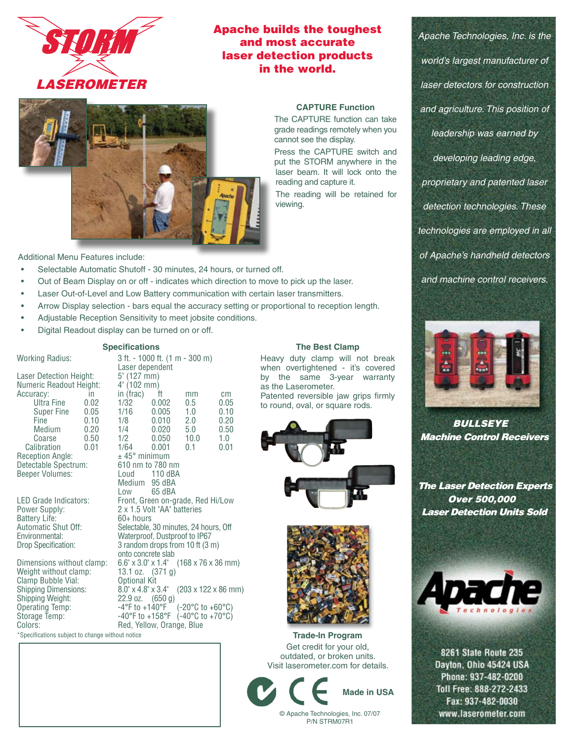STORM LASEROMETER

# Apache builds the toughest and most accurate laser detection products in the world.

### CAPTURE Function

The CAPTURE function can take grade readings remotely when you cannot see the display.

Press the CAPTURE switch and put the STORM anywhere in the laser beam. It will lock onto the reading and capture it.

The reading will be retained for viewing.

Additional Menu Features include:

- Selectable Automatic Shutoff - 30 minutes, 24 hours, or turned off.
- Out of Beam Display on or off - indicates which direction to move to pick up the laser.
- Laser Out-of-Level and Low Battery communication with certain laser transmitters.
- Arrow Display selection - bars equal the accuracy setting or proportional to reception length.
- Adjustable Reception Sensitivity to meet jobsite conditions.
- Digital Readout display can be turned on or off.

### Specifications

| | | | | | |
|---|---|---|---|---|---|
| Working Radius: | 3 ft. - 1000 ft. (1 m - 300 m) Laser dependent | | | | |
| Laser Detection Height: | 5" (127 mm) | | | | |
| Numeric Readout Height: | 4" (102 mm) | | | | |
| Accuracy: | in | in (frac) | ft | mm | cm |
| Ultra Fine | 0.02 | 1/32 | 0.002 | 0.5 | 0.05 |
| Super Fine | 0.05 | 1/16 | 0.005 | 1.0 | 0.10 |
| Fine | 0.10 | 1/8 | 0.010 | 2.0 | 0.20 |
| Medium | 0.20 | 1/4 | 0.020 | 5.0 | 0.50 |
| Coarse | 0.50 | 1/2 | 0.050 | 10.0 | 1.0 |
| Calibration | 0.01 | 1/64 | 0.001 | 0.1 | 0.01 |
| Reception Angle: | ± 45° minimum | | | | |
| Detectable Spectrum: | 610 nm to 780 nm | | | | |
| Beeper Volumes: | Loud 110 dBA | | | | |
| | Medium 95 dBA | | | | |
| | Low 65 dBA | | | | |
| LED Grade Indicators: | Front, Green on-grade, Red Hi/Low | | | | |
| Power Supply: | 2 x 1.5 Volt "AA" batteries | | | | |
| Battery Life: | 60+ hours | | | | |
| Automatic Shut Off: | Selectable, 30 minutes, 24 hours, Off | | | | |
| Environmental: | Waterproof, Dustproof to IP67 | | | | |
| Drop Specification: | 3 random drops from 10 ft (3 m) onto concrete slab | | | | |
| Dimensions without clamp: | 6.6" x 3.0" x 1.4" (168 x 76 x 36 mm) | | | | |
| Weight without clamp: | 13.1 oz. (371 g) | | | | |
| Clamp Bubble Vial: | Optional Kit | | | | |
| Shipping Dimensions: | 8.0" x 4.8" x 3.4" (203 x 122 x 86 mm) | | | | |
| Shipping Weight: | 22.9 oz. (650 g) | | | | |
| Operating Temp: | -4°F to +140°F (-20°C to +60°C) | | | | |
| Storage Temp: | -40°F to +158°F (-40°C to +70°C) | | | | |
| Colors: | Red, Yellow, Orange, Blue | | | | |

*Specifications subject to change without notice

### The Best Clamp

Heavy duty clamp will not break when overtightened - it's covered by the same 3-year warranty as the Laserometer.

Patented reversible jaw grips firmly to round, oval, or square rods.

### Trade-In Program

Get credit for your old, outdated, or broken units. Visit laserometer.com for details.

**Made in USA**

© Apache Technologies, Inc. 07/07
P/N STRM07R1

*Apache Technologies, Inc. is the world's largest manufacturer of laser detectors for construction and agriculture. This position of leadership was earned by developing leading edge, proprietary and patented laser detection technologies. These technologies are employed in all of Apache's handheld detectors and machine control receivers.*

***BULLSEYE Machine Control Receivers***

***The Laser Detection Experts***
***Over 500,000***
***Laser Detection Units Sold***

Apache Technologies

8261 State Route 235
Dayton, Ohio 45424 USA
Phone: 937-482-0200
Toll Free: 888-272-2433
Fax: 937-482-0030
www.laserometer.com